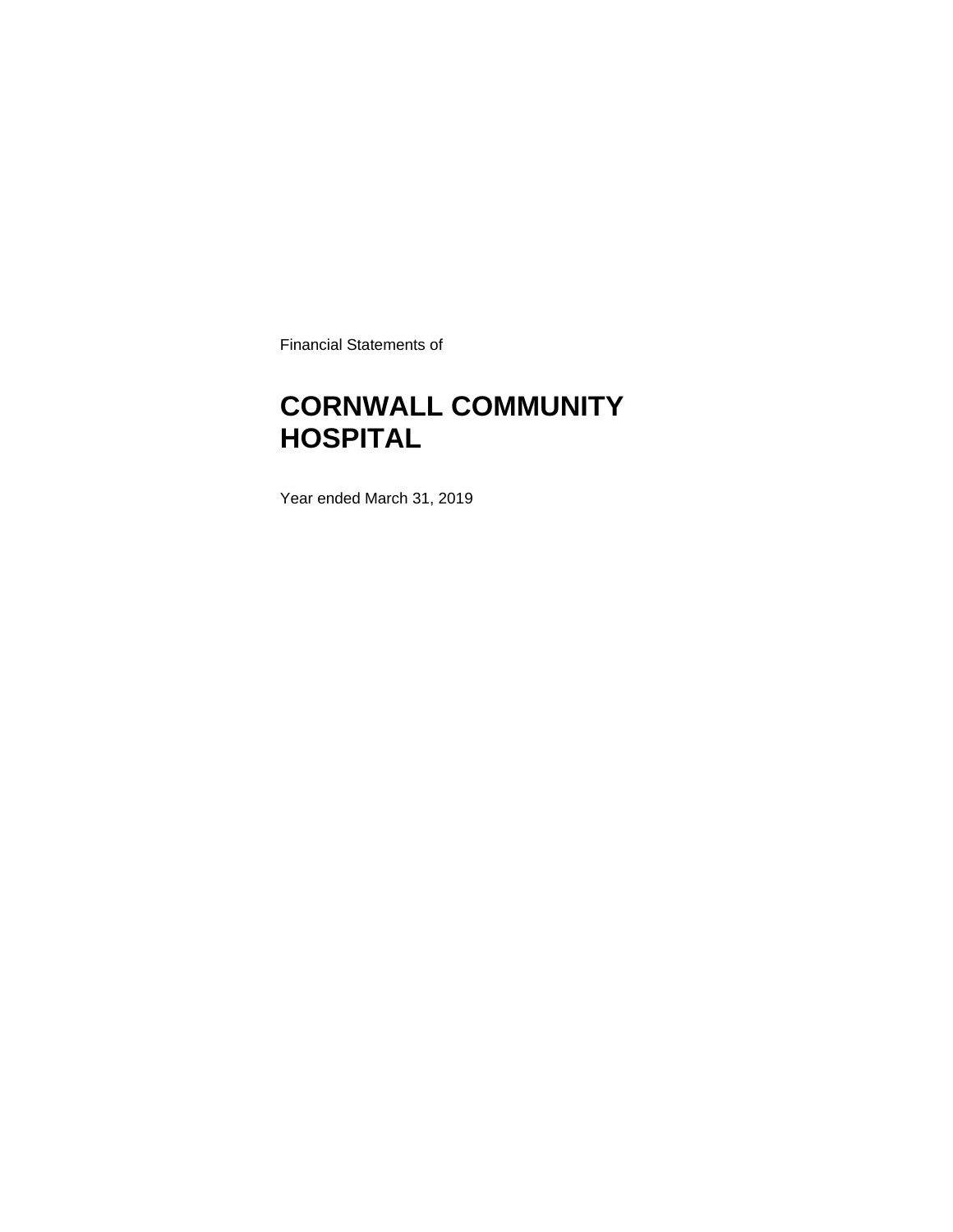Financial Statements of

# CORNWALL COMMUNITY HOSPITAL

Year ended March 31, 2019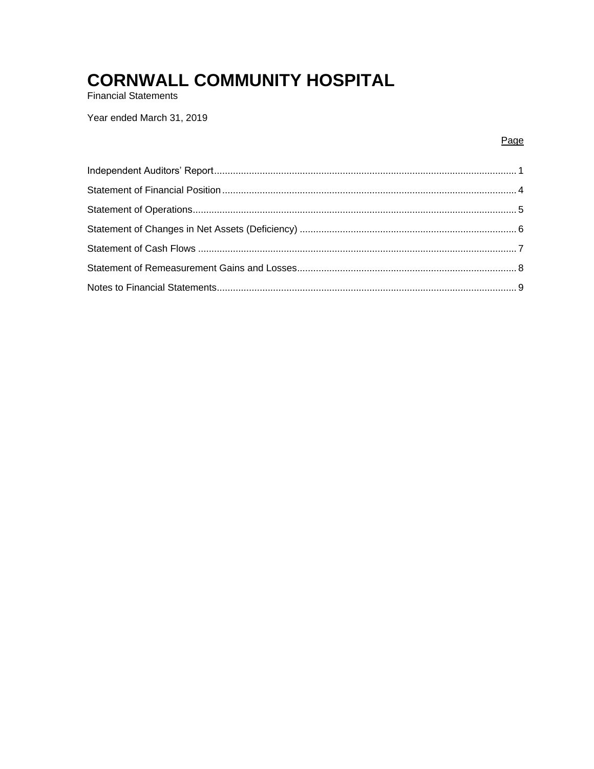# CORNWALL COMMUNITY HOSPITAL

Financial Statements

Year ended March 31, 2019

| | Page |
|---|---|
| Independent Auditors' Report | 1 |
| Statement of Financial Position | 4 |
| Statement of Operations | 5 |
| Statement of Changes in Net Assets (Deficiency) | 6 |
| Statement of Cash Flows | 7 |
| Statement of Remeasurement Gains and Losses | 8 |
| Notes to Financial Statements | 9 |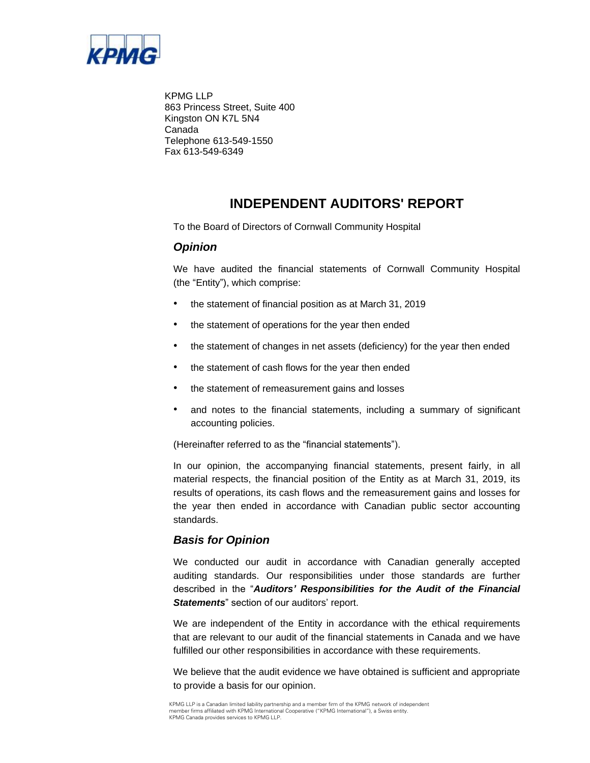KPMG LLP
863 Princess Street, Suite 400
Kingston ON K7L 5N4
Canada
Telephone 613-549-1550
Fax 613-549-6349

# INDEPENDENT AUDITORS' REPORT

To the Board of Directors of Cornwall Community Hospital

## *Opinion*

We have audited the financial statements of Cornwall Community Hospital (the "Entity"), which comprise:

- the statement of financial position as at March 31, 2019
- the statement of operations for the year then ended
- the statement of changes in net assets (deficiency) for the year then ended
- the statement of cash flows for the year then ended
- the statement of remeasurement gains and losses
- and notes to the financial statements, including a summary of significant accounting policies.

(Hereinafter referred to as the "financial statements").

In our opinion, the accompanying financial statements, present fairly, in all material respects, the financial position of the Entity as at March 31, 2019, its results of operations, its cash flows and the remeasurement gains and losses for the year then ended in accordance with Canadian public sector accounting standards.

## *Basis for Opinion*

We conducted our audit in accordance with Canadian generally accepted auditing standards. Our responsibilities under those standards are further described in the "***Auditors' Responsibilities for the Audit of the Financial Statements***" section of our auditors' report.

We are independent of the Entity in accordance with the ethical requirements that are relevant to our audit of the financial statements in Canada and we have fulfilled our other responsibilities in accordance with these requirements.

We believe that the audit evidence we have obtained is sufficient and appropriate to provide a basis for our opinion.

KPMG LLP is a Canadian limited liability partnership and a member firm of the KPMG network of independent member firms affiliated with KPMG International Cooperative ("KPMG International"), a Swiss entity. KPMG Canada provides services to KPMG LLP.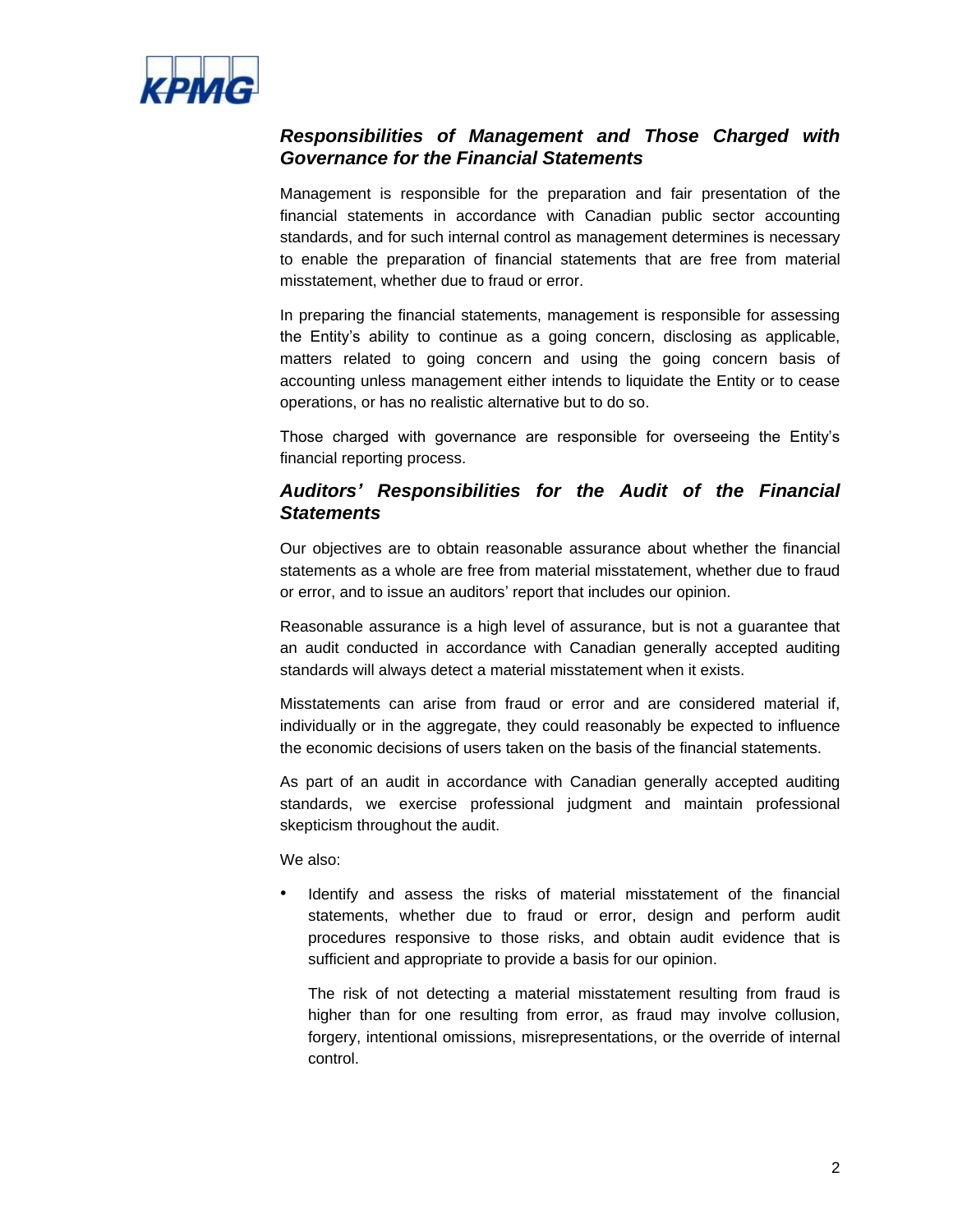### ***Responsibilities of Management and Those Charged with Governance for the Financial Statements***

Management is responsible for the preparation and fair presentation of the financial statements in accordance with Canadian public sector accounting standards, and for such internal control as management determines is necessary to enable the preparation of financial statements that are free from material misstatement, whether due to fraud or error.

In preparing the financial statements, management is responsible for assessing the Entity's ability to continue as a going concern, disclosing as applicable, matters related to going concern and using the going concern basis of accounting unless management either intends to liquidate the Entity or to cease operations, or has no realistic alternative but to do so.

Those charged with governance are responsible for overseeing the Entity's financial reporting process.

### ***Auditors' Responsibilities for the Audit of the Financial Statements***

Our objectives are to obtain reasonable assurance about whether the financial statements as a whole are free from material misstatement, whether due to fraud or error, and to issue an auditors' report that includes our opinion.

Reasonable assurance is a high level of assurance, but is not a guarantee that an audit conducted in accordance with Canadian generally accepted auditing standards will always detect a material misstatement when it exists.

Misstatements can arise from fraud or error and are considered material if, individually or in the aggregate, they could reasonably be expected to influence the economic decisions of users taken on the basis of the financial statements.

As part of an audit in accordance with Canadian generally accepted auditing standards, we exercise professional judgment and maintain professional skepticism throughout the audit.

We also:

- Identify and assess the risks of material misstatement of the financial statements, whether due to fraud or error, design and perform audit procedures responsive to those risks, and obtain audit evidence that is sufficient and appropriate to provide a basis for our opinion.

  The risk of not detecting a material misstatement resulting from fraud is higher than for one resulting from error, as fraud may involve collusion, forgery, intentional omissions, misrepresentations, or the override of internal control.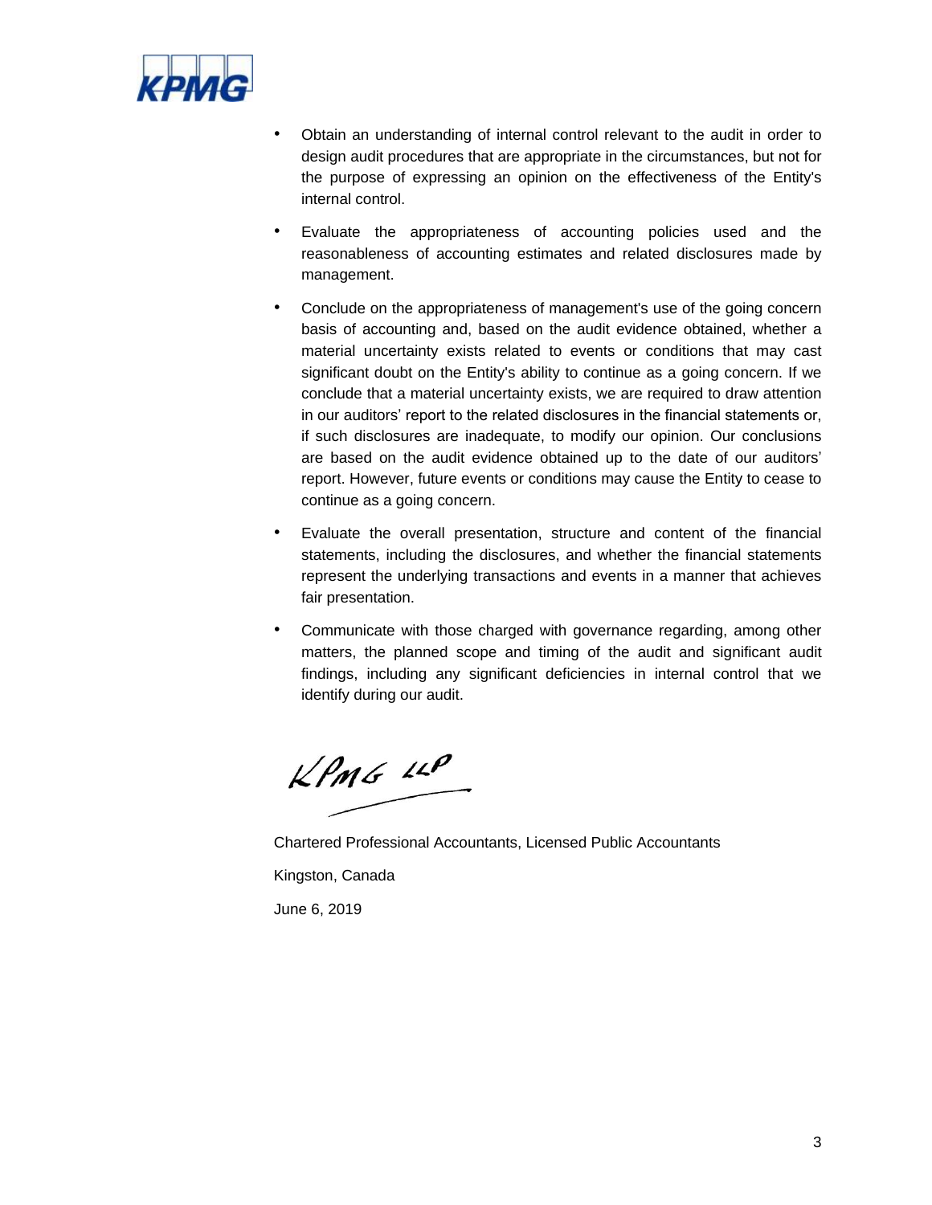- Obtain an understanding of internal control relevant to the audit in order to design audit procedures that are appropriate in the circumstances, but not for the purpose of expressing an opinion on the effectiveness of the Entity's internal control.
- Evaluate the appropriateness of accounting policies used and the reasonableness of accounting estimates and related disclosures made by management.
- Conclude on the appropriateness of management's use of the going concern basis of accounting and, based on the audit evidence obtained, whether a material uncertainty exists related to events or conditions that may cast significant doubt on the Entity's ability to continue as a going concern. If we conclude that a material uncertainty exists, we are required to draw attention in our auditors' report to the related disclosures in the financial statements or, if such disclosures are inadequate, to modify our opinion. Our conclusions are based on the audit evidence obtained up to the date of our auditors' report. However, future events or conditions may cause the Entity to cease to continue as a going concern.
- Evaluate the overall presentation, structure and content of the financial statements, including the disclosures, and whether the financial statements represent the underlying transactions and events in a manner that achieves fair presentation.
- Communicate with those charged with governance regarding, among other matters, the planned scope and timing of the audit and significant audit findings, including any significant deficiencies in internal control that we identify during our audit.

KPMG LLP

Chartered Professional Accountants, Licensed Public Accountants

Kingston, Canada

June 6, 2019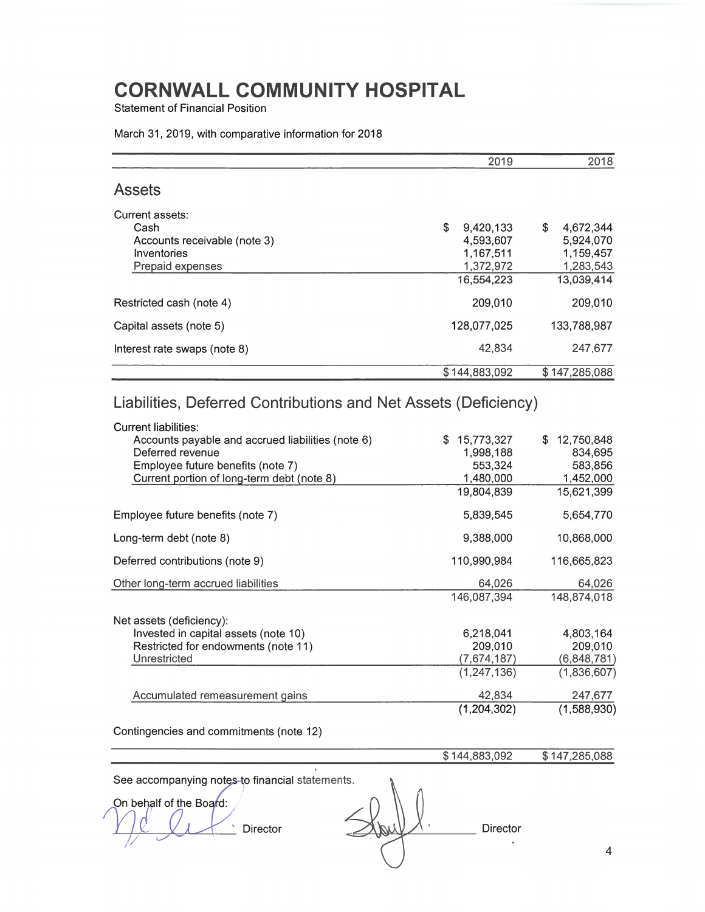# CORNWALL COMMUNITY HOSPITAL

Statement of Financial Position

March 31, 2019, with comparative information for 2018

| | 2019 | 2018 |
|---|---|---|
| **Assets** | | |
| Current assets: | | |
| Cash | $ 9,420,133 | $ 4,672,344 |
| Accounts receivable (note 3) | 4,593,607 | 5,924,070 |
| Inventories | 1,167,511 | 1,159,457 |
| Prepaid expenses | 1,372,972 | 1,283,543 |
| | 16,554,223 | 13,039,414 |
| Restricted cash (note 4) | 209,010 | 209,010 |
| Capital assets (note 5) | 128,077,025 | 133,788,987 |
| Interest rate swaps (note 8) | 42,834 | 247,677 |
| | $ 144,883,092 | $ 147,285,088 |

## Liabilities, Deferred Contributions and Net Assets (Deficiency)

| | 2019 | 2018 |
|---|---|---|
| Current liabilities: | | |
| Accounts payable and accrued liabilities (note 6) | $ 15,773,327 | $ 12,750,848 |
| Deferred revenue | 1,998,188 | 834,695 |
| Employee future benefits (note 7) | 553,324 | 583,856 |
| Current portion of long-term debt (note 8) | 1,480,000 | 1,452,000 |
| | 19,804,839 | 15,621,399 |
| Employee future benefits (note 7) | 5,839,545 | 5,654,770 |
| Long-term debt (note 8) | 9,388,000 | 10,868,000 |
| Deferred contributions (note 9) | 110,990,984 | 116,665,823 |
| Other long-term accrued liabilities | 64,026 | 64,026 |
| | 146,087,394 | 148,874,018 |
| Net assets (deficiency): | | |
| Invested in capital assets (note 10) | 6,218,041 | 4,803,164 |
| Restricted for endowments (note 11) | 209,010 | 209,010 |
| Unrestricted | (7,674,187) | (6,848,781) |
| | (1,247,136) | (1,836,607) |
| Accumulated remeasurement gains | 42,834 | 247,677 |
| | (1,204,302) | (1,588,930) |
| Contingencies and commitments (note 12) | | |
| | $ 144,883,092 | $ 147,285,088 |

See accompanying notes to financial statements.

On behalf of the Board:

_______________ Director _______________ Director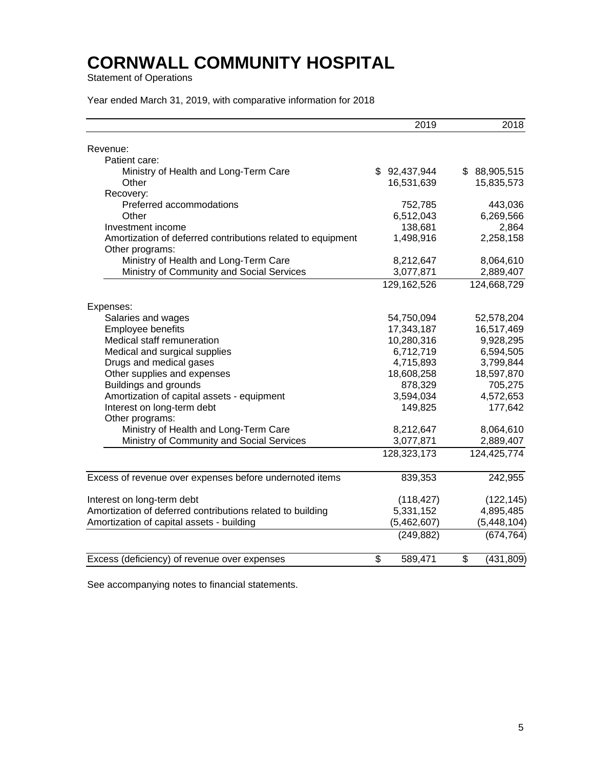# CORNWALL COMMUNITY HOSPITAL

Statement of Operations

Year ended March 31, 2019, with comparative information for 2018

| | 2019 | 2018 |
|---|---|---|
| Revenue: | | |
| Patient care: | | |
| Ministry of Health and Long-Term Care | $ 92,437,944 | $ 88,905,515 |
| Other | 16,531,639 | 15,835,573 |
| Recovery: | | |
| Preferred accommodations | 752,785 | 443,036 |
| Other | 6,512,043 | 6,269,566 |
| Investment income | 138,681 | 2,864 |
| Amortization of deferred contributions related to equipment | 1,498,916 | 2,258,158 |
| Other programs: | | |
| Ministry of Health and Long-Term Care | 8,212,647 | 8,064,610 |
| Ministry of Community and Social Services | 3,077,871 | 2,889,407 |
| | 129,162,526 | 124,668,729 |
| Expenses: | | |
| Salaries and wages | 54,750,094 | 52,578,204 |
| Employee benefits | 17,343,187 | 16,517,469 |
| Medical staff remuneration | 10,280,316 | 9,928,295 |
| Medical and surgical supplies | 6,712,719 | 6,594,505 |
| Drugs and medical gases | 4,715,893 | 3,799,844 |
| Other supplies and expenses | 18,608,258 | 18,597,870 |
| Buildings and grounds | 878,329 | 705,275 |
| Amortization of capital assets - equipment | 3,594,034 | 4,572,653 |
| Interest on long-term debt | 149,825 | 177,642 |
| Other programs: | | |
| Ministry of Health and Long-Term Care | 8,212,647 | 8,064,610 |
| Ministry of Community and Social Services | 3,077,871 | 2,889,407 |
| | 128,323,173 | 124,425,774 |
| Excess of revenue over expenses before undernoted items | 839,353 | 242,955 |
| Interest on long-term debt | (118,427) | (122,145) |
| Amortization of deferred contributions related to building | 5,331,152 | 4,895,485 |
| Amortization of capital assets - building | (5,462,607) | (5,448,104) |
| | (249,882) | (674,764) |
| Excess (deficiency) of revenue over expenses | $ 589,471 | $ (431,809) |

See accompanying notes to financial statements.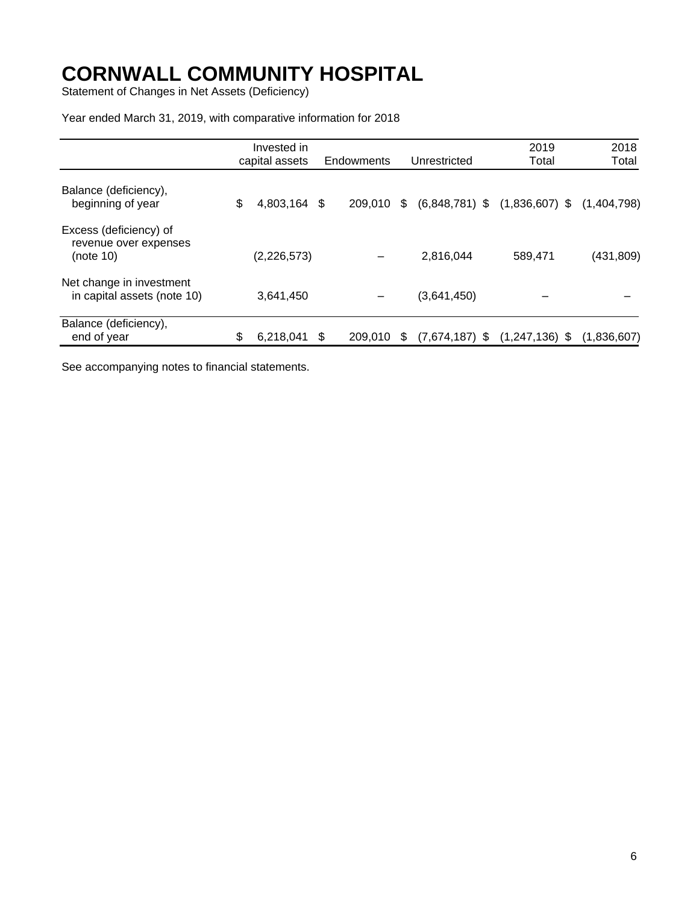# CORNWALL COMMUNITY HOSPITAL

Statement of Changes in Net Assets (Deficiency)

Year ended March 31, 2019, with comparative information for 2018

| | Invested in capital assets | Endowments | Unrestricted | 2019 Total | 2018 Total |
|---|---|---|---|---|---|
| Balance (deficiency), beginning of year | $ 4,803,164 | $ 209,010 | $ (6,848,781) | $ (1,836,607) | $ (1,404,798) |
| Excess (deficiency) of revenue over expenses (note 10) | (2,226,573) | – | 2,816,044 | 589,471 | (431,809) |
| Net change in investment in capital assets (note 10) | 3,641,450 | – | (3,641,450) | – | – |
| Balance (deficiency), end of year | $ 6,218,041 | $ 209,010 | $ (7,674,187) | $ (1,247,136) | $ (1,836,607) |

See accompanying notes to financial statements.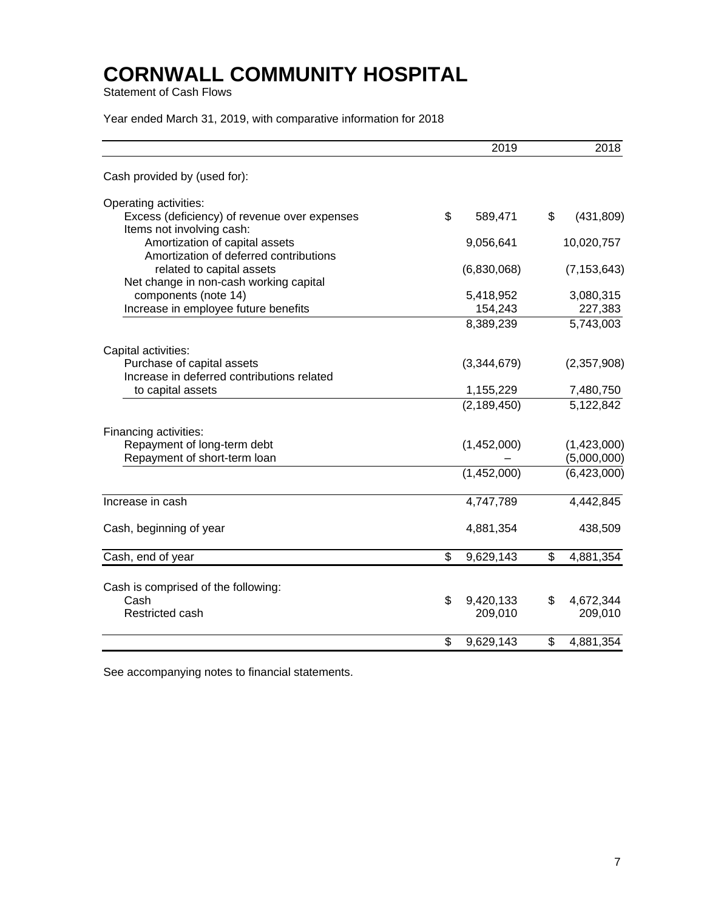# CORNWALL COMMUNITY HOSPITAL

Statement of Cash Flows

Year ended March 31, 2019, with comparative information for 2018

| | 2019 | 2018 |
|---|---|---|
| Cash provided by (used for): | | |
| Operating activities: | | |
| Excess (deficiency) of revenue over expenses | $ 589,471 | $ (431,809) |
| Items not involving cash: | | |
| Amortization of capital assets | 9,056,641 | 10,020,757 |
| Amortization of deferred contributions related to capital assets | (6,830,068) | (7,153,643) |
| Net change in non-cash working capital components (note 14) | 5,418,952 | 3,080,315 |
| Increase in employee future benefits | 154,243 | 227,383 |
| | 8,389,239 | 5,743,003 |
| Capital activities: | | |
| Purchase of capital assets | (3,344,679) | (2,357,908) |
| Increase in deferred contributions related to capital assets | 1,155,229 | 7,480,750 |
| | (2,189,450) | 5,122,842 |
| Financing activities: | | |
| Repayment of long-term debt | (1,452,000) | (1,423,000) |
| Repayment of short-term loan | – | (5,000,000) |
| | (1,452,000) | (6,423,000) |
| Increase in cash | 4,747,789 | 4,442,845 |
| Cash, beginning of year | 4,881,354 | 438,509 |
| Cash, end of year | $ 9,629,143 | $ 4,881,354 |
| Cash is comprised of the following: | | |
| Cash | $ 9,420,133 | $ 4,672,344 |
| Restricted cash | 209,010 | 209,010 |
| | $ 9,629,143 | $ 4,881,354 |

See accompanying notes to financial statements.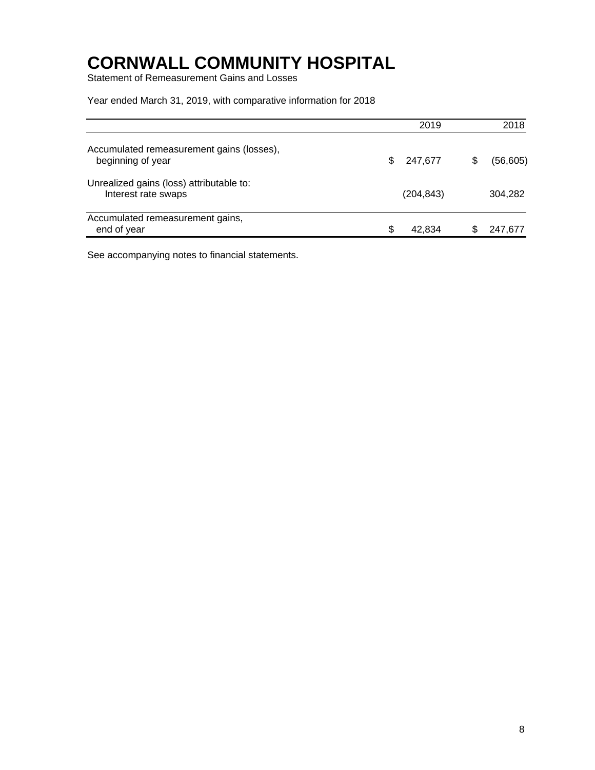# CORNWALL COMMUNITY HOSPITAL

Statement of Remeasurement Gains and Losses

Year ended March 31, 2019, with comparative information for 2018

| | 2019 | 2018 |
|---|---|---|
| Accumulated remeasurement gains (losses), beginning of year | $ 247,677 | $ (56,605) |
| Unrealized gains (loss) attributable to: Interest rate swaps | (204,843) | 304,282 |
| Accumulated remeasurement gains, end of year | $ 42,834 | $ 247,677 |

See accompanying notes to financial statements.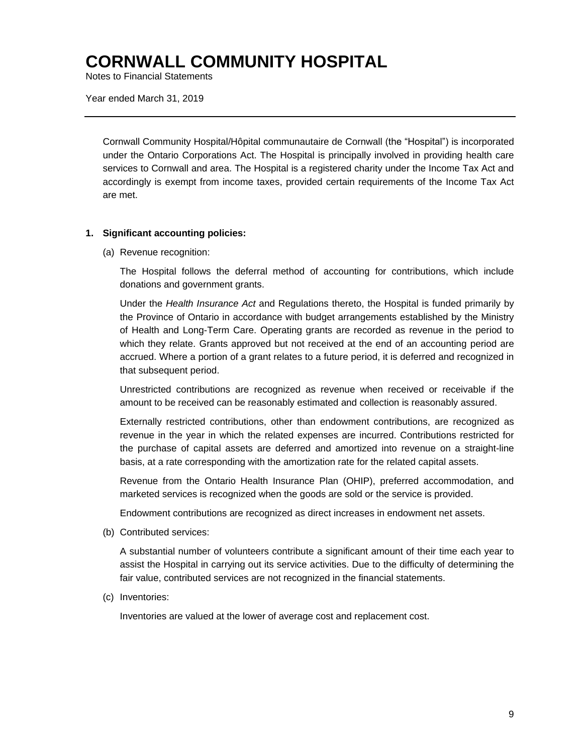# CORNWALL COMMUNITY HOSPITAL

Notes to Financial Statements

Year ended March 31, 2019

Cornwall Community Hospital/Hôpital communautaire de Cornwall (the "Hospital") is incorporated under the Ontario Corporations Act. The Hospital is principally involved in providing health care services to Cornwall and area. The Hospital is a registered charity under the Income Tax Act and accordingly is exempt from income taxes, provided certain requirements of the Income Tax Act are met.

**1. Significant accounting policies:**

(a) Revenue recognition:

The Hospital follows the deferral method of accounting for contributions, which include donations and government grants.

Under the *Health Insurance Act* and Regulations thereto, the Hospital is funded primarily by the Province of Ontario in accordance with budget arrangements established by the Ministry of Health and Long-Term Care. Operating grants are recorded as revenue in the period to which they relate. Grants approved but not received at the end of an accounting period are accrued. Where a portion of a grant relates to a future period, it is deferred and recognized in that subsequent period.

Unrestricted contributions are recognized as revenue when received or receivable if the amount to be received can be reasonably estimated and collection is reasonably assured.

Externally restricted contributions, other than endowment contributions, are recognized as revenue in the year in which the related expenses are incurred. Contributions restricted for the purchase of capital assets are deferred and amortized into revenue on a straight-line basis, at a rate corresponding with the amortization rate for the related capital assets.

Revenue from the Ontario Health Insurance Plan (OHIP), preferred accommodation, and marketed services is recognized when the goods are sold or the service is provided.

Endowment contributions are recognized as direct increases in endowment net assets.

(b) Contributed services:

A substantial number of volunteers contribute a significant amount of their time each year to assist the Hospital in carrying out its service activities. Due to the difficulty of determining the fair value, contributed services are not recognized in the financial statements.

(c) Inventories:

Inventories are valued at the lower of average cost and replacement cost.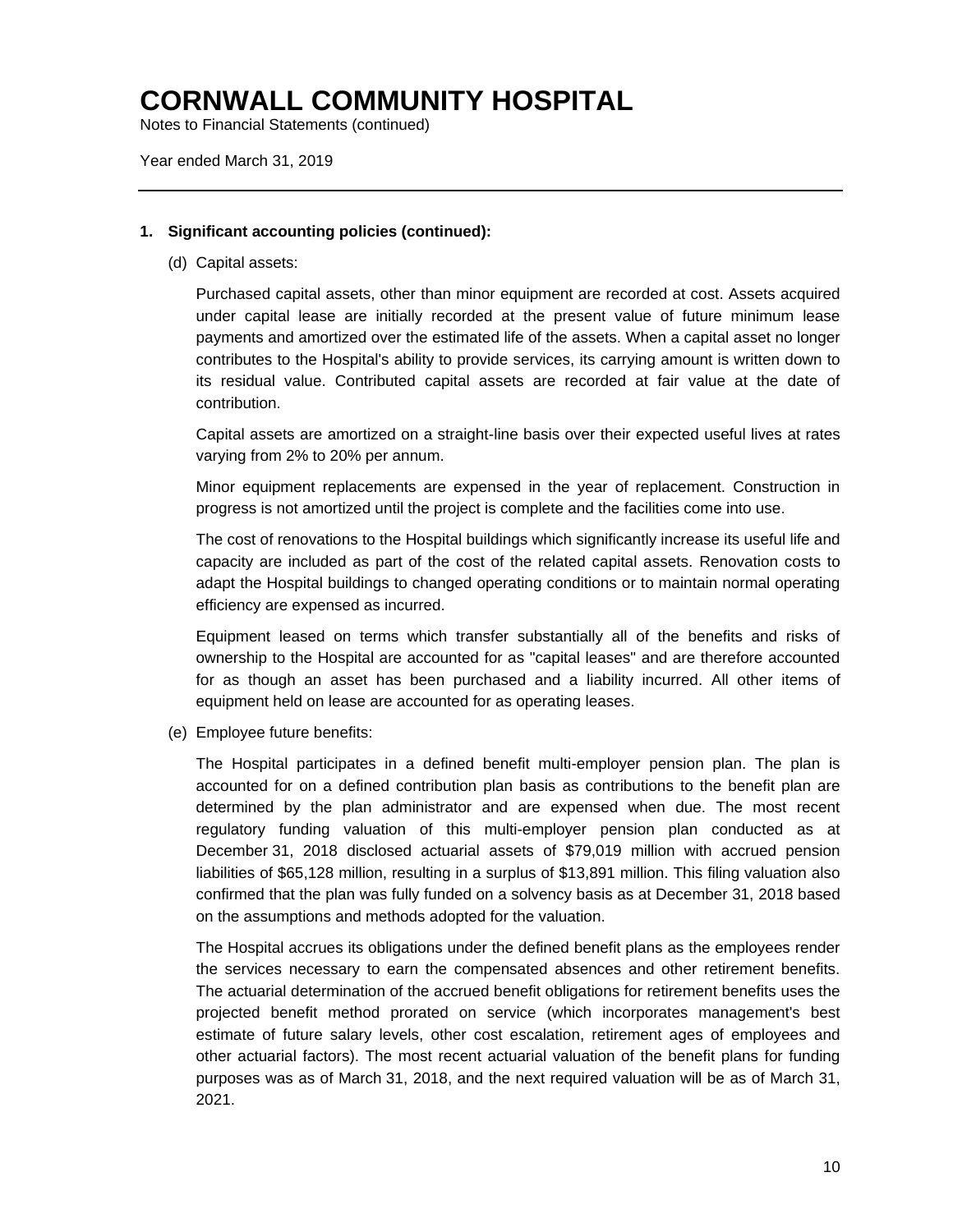# CORNWALL COMMUNITY HOSPITAL

Notes to Financial Statements (continued)

Year ended March 31, 2019

---

**1. Significant accounting policies (continued):**

(d) Capital assets:

Purchased capital assets, other than minor equipment are recorded at cost. Assets acquired under capital lease are initially recorded at the present value of future minimum lease payments and amortized over the estimated life of the assets. When a capital asset no longer contributes to the Hospital's ability to provide services, its carrying amount is written down to its residual value. Contributed capital assets are recorded at fair value at the date of contribution.

Capital assets are amortized on a straight-line basis over their expected useful lives at rates varying from 2% to 20% per annum.

Minor equipment replacements are expensed in the year of replacement. Construction in progress is not amortized until the project is complete and the facilities come into use.

The cost of renovations to the Hospital buildings which significantly increase its useful life and capacity are included as part of the cost of the related capital assets. Renovation costs to adapt the Hospital buildings to changed operating conditions or to maintain normal operating efficiency are expensed as incurred.

Equipment leased on terms which transfer substantially all of the benefits and risks of ownership to the Hospital are accounted for as "capital leases" and are therefore accounted for as though an asset has been purchased and a liability incurred. All other items of equipment held on lease are accounted for as operating leases.

(e) Employee future benefits:

The Hospital participates in a defined benefit multi-employer pension plan. The plan is accounted for on a defined contribution plan basis as contributions to the benefit plan are determined by the plan administrator and are expensed when due. The most recent regulatory funding valuation of this multi-employer pension plan conducted as at December 31, 2018 disclosed actuarial assets of $79,019 million with accrued pension liabilities of $65,128 million, resulting in a surplus of $13,891 million. This filing valuation also confirmed that the plan was fully funded on a solvency basis as at December 31, 2018 based on the assumptions and methods adopted for the valuation.

The Hospital accrues its obligations under the defined benefit plans as the employees render the services necessary to earn the compensated absences and other retirement benefits. The actuarial determination of the accrued benefit obligations for retirement benefits uses the projected benefit method prorated on service (which incorporates management's best estimate of future salary levels, other cost escalation, retirement ages of employees and other actuarial factors). The most recent actuarial valuation of the benefit plans for funding purposes was as of March 31, 2018, and the next required valuation will be as of March 31, 2021.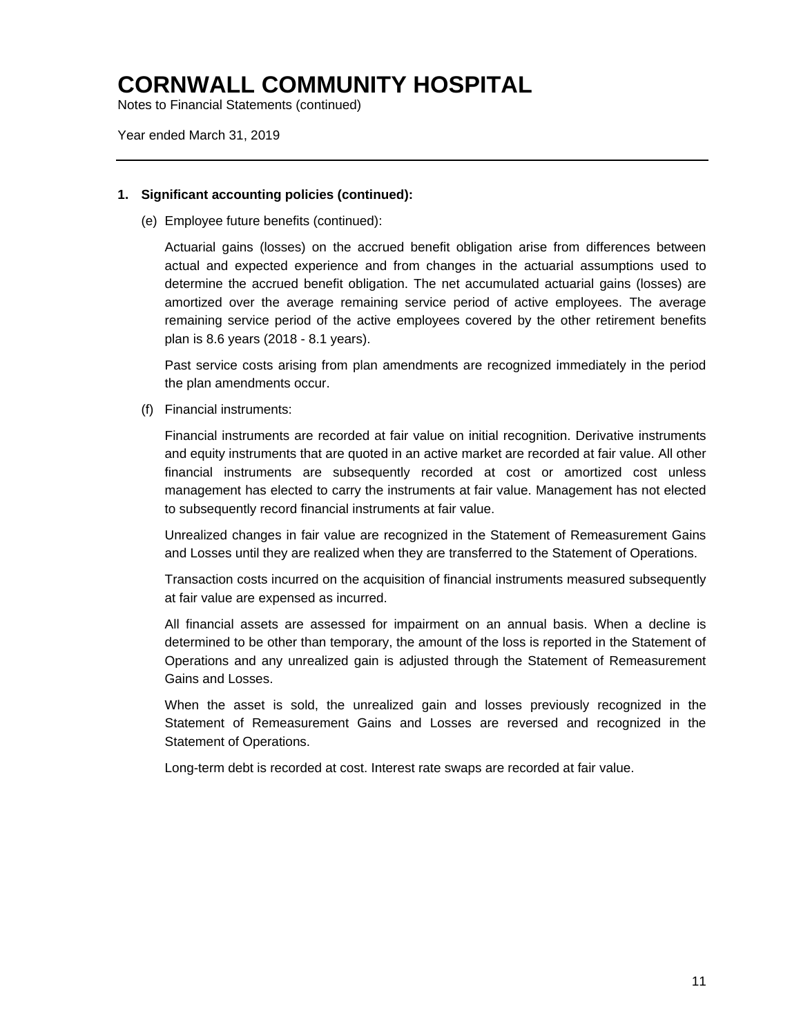# CORNWALL COMMUNITY HOSPITAL

Notes to Financial Statements (continued)

Year ended March 31, 2019

**1. Significant accounting policies (continued):**

(e) Employee future benefits (continued):

Actuarial gains (losses) on the accrued benefit obligation arise from differences between actual and expected experience and from changes in the actuarial assumptions used to determine the accrued benefit obligation. The net accumulated actuarial gains (losses) are amortized over the average remaining service period of active employees. The average remaining service period of the active employees covered by the other retirement benefits plan is 8.6 years (2018 - 8.1 years).

Past service costs arising from plan amendments are recognized immediately in the period the plan amendments occur.

(f) Financial instruments:

Financial instruments are recorded at fair value on initial recognition. Derivative instruments and equity instruments that are quoted in an active market are recorded at fair value. All other financial instruments are subsequently recorded at cost or amortized cost unless management has elected to carry the instruments at fair value. Management has not elected to subsequently record financial instruments at fair value.

Unrealized changes in fair value are recognized in the Statement of Remeasurement Gains and Losses until they are realized when they are transferred to the Statement of Operations.

Transaction costs incurred on the acquisition of financial instruments measured subsequently at fair value are expensed as incurred.

All financial assets are assessed for impairment on an annual basis. When a decline is determined to be other than temporary, the amount of the loss is reported in the Statement of Operations and any unrealized gain is adjusted through the Statement of Remeasurement Gains and Losses.

When the asset is sold, the unrealized gain and losses previously recognized in the Statement of Remeasurement Gains and Losses are reversed and recognized in the Statement of Operations.

Long-term debt is recorded at cost. Interest rate swaps are recorded at fair value.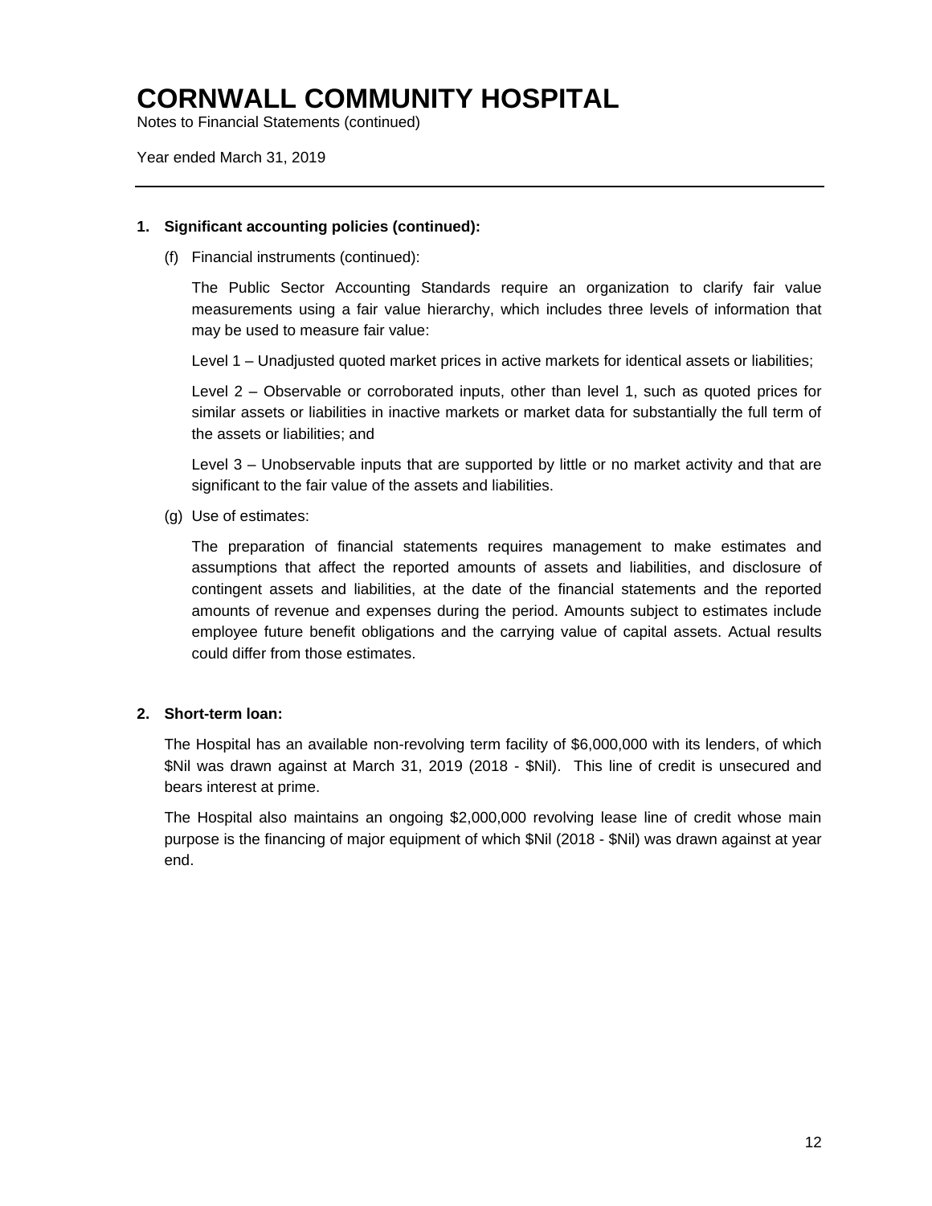# CORNWALL COMMUNITY HOSPITAL

Notes to Financial Statements (continued)

Year ended March 31, 2019

---

**1. Significant accounting policies (continued):**

(f) Financial instruments (continued):

The Public Sector Accounting Standards require an organization to clarify fair value measurements using a fair value hierarchy, which includes three levels of information that may be used to measure fair value:

Level 1 – Unadjusted quoted market prices in active markets for identical assets or liabilities;

Level 2 – Observable or corroborated inputs, other than level 1, such as quoted prices for similar assets or liabilities in inactive markets or market data for substantially the full term of the assets or liabilities; and

Level 3 – Unobservable inputs that are supported by little or no market activity and that are significant to the fair value of the assets and liabilities.

(g) Use of estimates:

The preparation of financial statements requires management to make estimates and assumptions that affect the reported amounts of assets and liabilities, and disclosure of contingent assets and liabilities, at the date of the financial statements and the reported amounts of revenue and expenses during the period. Amounts subject to estimates include employee future benefit obligations and the carrying value of capital assets. Actual results could differ from those estimates.

**2. Short-term loan:**

The Hospital has an available non-revolving term facility of $6,000,000 with its lenders, of which $Nil was drawn against at March 31, 2019 (2018 - $Nil). This line of credit is unsecured and bears interest at prime.

The Hospital also maintains an ongoing $2,000,000 revolving lease line of credit whose main purpose is the financing of major equipment of which $Nil (2018 - $Nil) was drawn against at year end.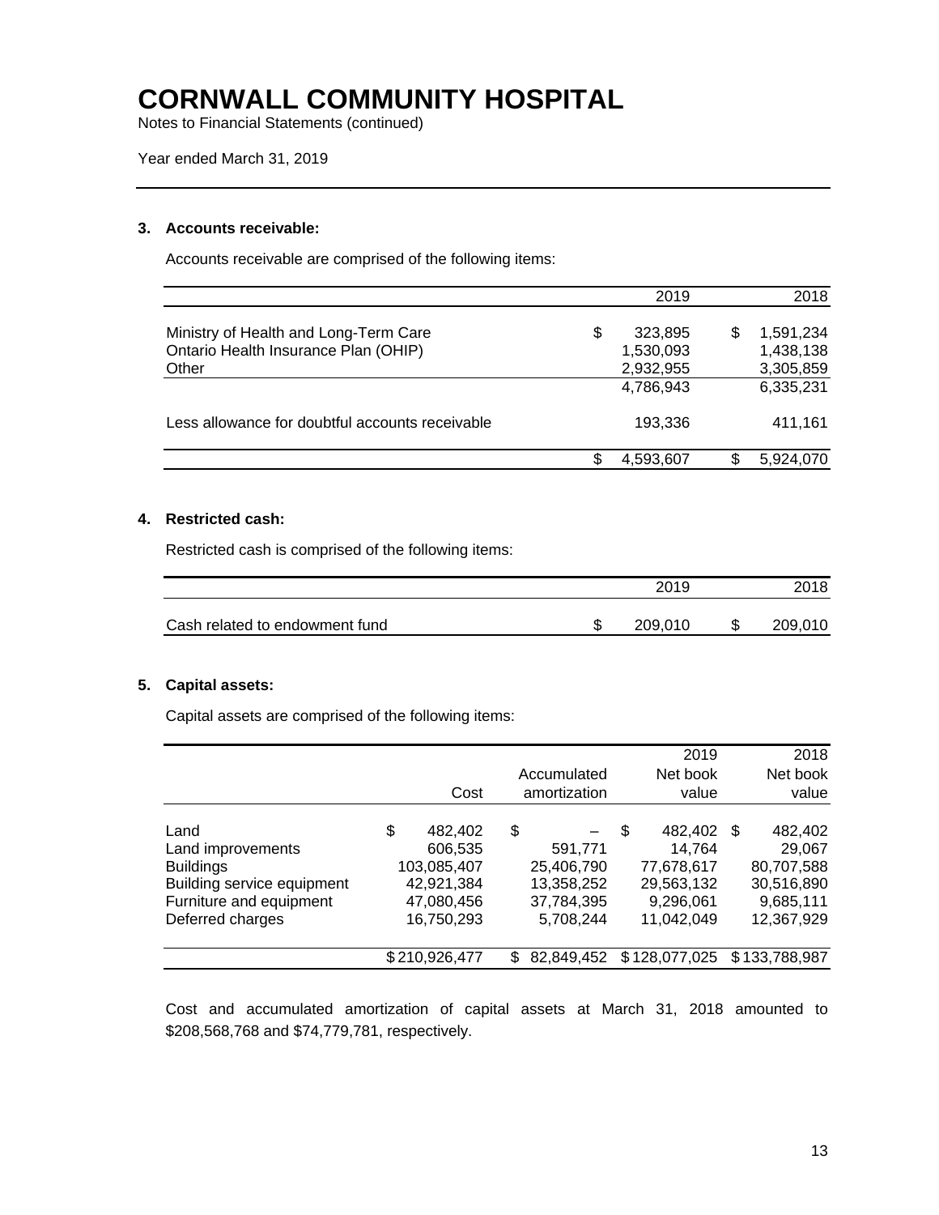# CORNWALL COMMUNITY HOSPITAL

Notes to Financial Statements (continued)

Year ended March 31, 2019

### 3. Accounts receivable:

Accounts receivable are comprised of the following items:

| | 2019 | 2018 |
|---|---|---|
| Ministry of Health and Long-Term Care | $ 323,895 | $ 1,591,234 |
| Ontario Health Insurance Plan (OHIP) | 1,530,093 | 1,438,138 |
| Other | 2,932,955 | 3,305,859 |
| | 4,786,943 | 6,335,231 |
| Less allowance for doubtful accounts receivable | 193,336 | 411,161 |
| | $ 4,593,607 | $ 5,924,070 |

### 4. Restricted cash:

Restricted cash is comprised of the following items:

| | 2019 | 2018 |
|---|---|---|
| Cash related to endowment fund | $ 209,010 | $ 209,010 |

### 5. Capital assets:

Capital assets are comprised of the following items:

| | Cost | Accumulated amortization | 2019 Net book value | 2018 Net book value |
|---|---|---|---|---|
| Land | $ 482,402 | $ – | $ 482,402 | $ 482,402 |
| Land improvements | 606,535 | 591,771 | 14,764 | 29,067 |
| Buildings | 103,085,407 | 25,406,790 | 77,678,617 | 80,707,588 |
| Building service equipment | 42,921,384 | 13,358,252 | 29,563,132 | 30,516,890 |
| Furniture and equipment | 47,080,456 | 37,784,395 | 9,296,061 | 9,685,111 |
| Deferred charges | 16,750,293 | 5,708,244 | 11,042,049 | 12,367,929 |
| | $ 210,926,477 | $ 82,849,452 | $ 128,077,025 | $ 133,788,987 |

Cost and accumulated amortization of capital assets at March 31, 2018 amounted to $208,568,768 and $74,779,781, respectively.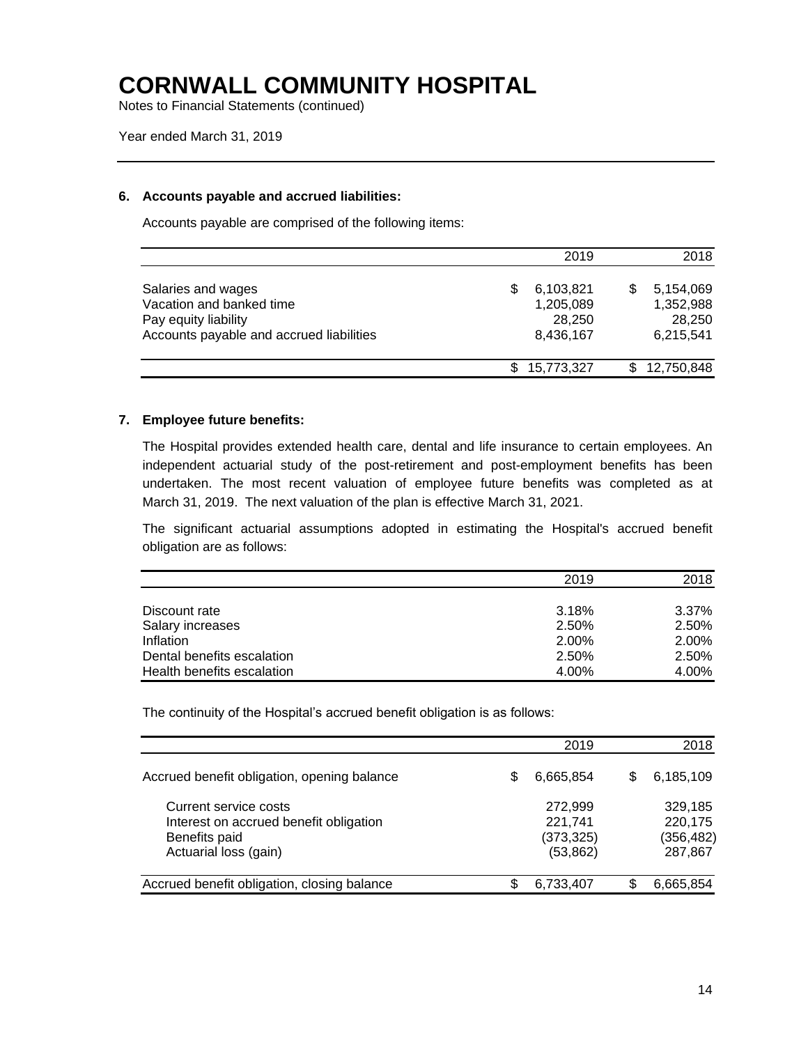# CORNWALL COMMUNITY HOSPITAL

Notes to Financial Statements (continued)

Year ended March 31, 2019

### 6. Accounts payable and accrued liabilities:

Accounts payable are comprised of the following items:

| | 2019 | 2018 |
|---|---|---|
| Salaries and wages | $ 6,103,821 | $ 5,154,069 |
| Vacation and banked time | 1,205,089 | 1,352,988 |
| Pay equity liability | 28,250 | 28,250 |
| Accounts payable and accrued liabilities | 8,436,167 | 6,215,541 |
| | $ 15,773,327 | $ 12,750,848 |

### 7. Employee future benefits:

The Hospital provides extended health care, dental and life insurance to certain employees. An independent actuarial study of the post-retirement and post-employment benefits has been undertaken. The most recent valuation of employee future benefits was completed as at March 31, 2019. The next valuation of the plan is effective March 31, 2021.

The significant actuarial assumptions adopted in estimating the Hospital's accrued benefit obligation are as follows:

| | 2019 | 2018 |
|---|---|---|
| Discount rate | 3.18% | 3.37% |
| Salary increases | 2.50% | 2.50% |
| Inflation | 2.00% | 2.00% |
| Dental benefits escalation | 2.50% | 2.50% |
| Health benefits escalation | 4.00% | 4.00% |

The continuity of the Hospital's accrued benefit obligation is as follows:

| | 2019 | 2018 |
|---|---|---|
| Accrued benefit obligation, opening balance | $ 6,665,854 | $ 6,185,109 |
| Current service costs | 272,999 | 329,185 |
| Interest on accrued benefit obligation | 221,741 | 220,175 |
| Benefits paid | (373,325) | (356,482) |
| Actuarial loss (gain) | (53,862) | 287,867 |
| Accrued benefit obligation, closing balance | $ 6,733,407 | $ 6,665,854 |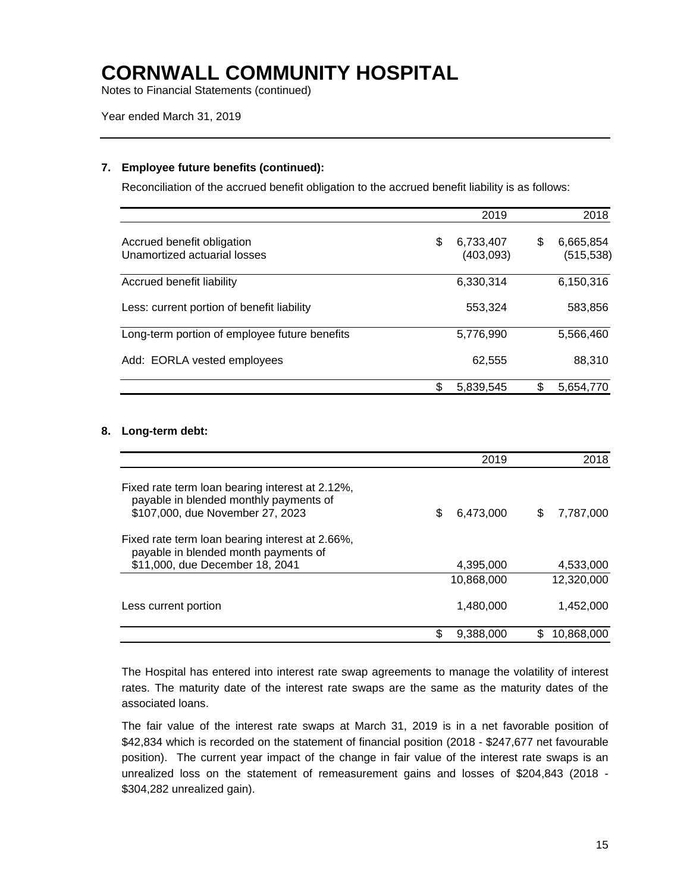# CORNWALL COMMUNITY HOSPITAL

Notes to Financial Statements (continued)

Year ended March 31, 2019

### 7. Employee future benefits (continued):

Reconciliation of the accrued benefit obligation to the accrued benefit liability is as follows:

| | 2019 | 2018 |
|---|---|---|
| Accrued benefit obligation | $ 6,733,407 | $ 6,665,854 |
| Unamortized actuarial losses | (403,093) | (515,538) |
| Accrued benefit liability | 6,330,314 | 6,150,316 |
| Less: current portion of benefit liability | 553,324 | 583,856 |
| Long-term portion of employee future benefits | 5,776,990 | 5,566,460 |
| Add: EORLA vested employees | 62,555 | 88,310 |
| | $ 5,839,545 | $ 5,654,770 |

### 8. Long-term debt:

| | 2019 | 2018 |
|---|---|---|
| Fixed rate term loan bearing interest at 2.12%, payable in blended monthly payments of $107,000, due November 27, 2023 | $ 6,473,000 | $ 7,787,000 |
| Fixed rate term loan bearing interest at 2.66%, payable in blended month payments of $11,000, due December 18, 2041 | 4,395,000 | 4,533,000 |
| | 10,868,000 | 12,320,000 |
| Less current portion | 1,480,000 | 1,452,000 |
| | $ 9,388,000 | $ 10,868,000 |

The Hospital has entered into interest rate swap agreements to manage the volatility of interest rates. The maturity date of the interest rate swaps are the same as the maturity dates of the associated loans.

The fair value of the interest rate swaps at March 31, 2019 is in a net favorable position of $42,834 which is recorded on the statement of financial position (2018 - $247,677 net favourable position). The current year impact of the change in fair value of the interest rate swaps is an unrealized loss on the statement of remeasurement gains and losses of $204,843 (2018 - $304,282 unrealized gain).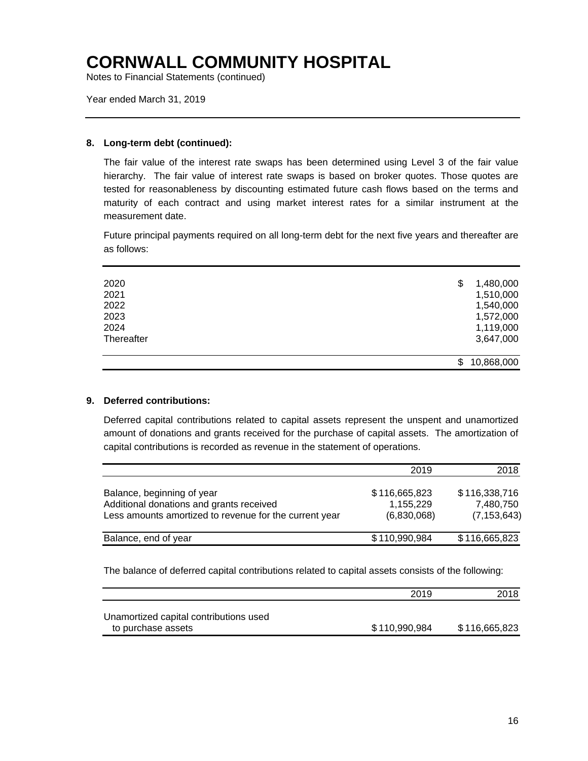# CORNWALL COMMUNITY HOSPITAL

Notes to Financial Statements (continued)

Year ended March 31, 2019

### 8. Long-term debt (continued):

The fair value of the interest rate swaps has been determined using Level 3 of the fair value hierarchy. The fair value of interest rate swaps is based on broker quotes. Those quotes are tested for reasonableness by discounting estimated future cash flows based on the terms and maturity of each contract and using market interest rates for a similar instrument at the measurement date.

Future principal payments required on all long-term debt for the next five years and thereafter are as follows:

| | |
|---|---|
| 2020 | $ 1,480,000 |
| 2021 | 1,510,000 |
| 2022 | 1,540,000 |
| 2023 | 1,572,000 |
| 2024 | 1,119,000 |
| Thereafter | 3,647,000 |
| | $ 10,868,000 |

### 9. Deferred contributions:

Deferred capital contributions related to capital assets represent the unspent and unamortized amount of donations and grants received for the purchase of capital assets. The amortization of capital contributions is recorded as revenue in the statement of operations.

| | 2019 | 2018 |
|---|---|---|
| Balance, beginning of year | $ 116,665,823 | $ 116,338,716 |
| Additional donations and grants received | 1,155,229 | 7,480,750 |
| Less amounts amortized to revenue for the current year | (6,830,068) | (7,153,643) |
| Balance, end of year | $ 110,990,984 | $ 116,665,823 |

The balance of deferred capital contributions related to capital assets consists of the following:

| | 2019 | 2018 |
|---|---|---|
| Unamortized capital contributions used to purchase assets | $ 110,990,984 | $ 116,665,823 |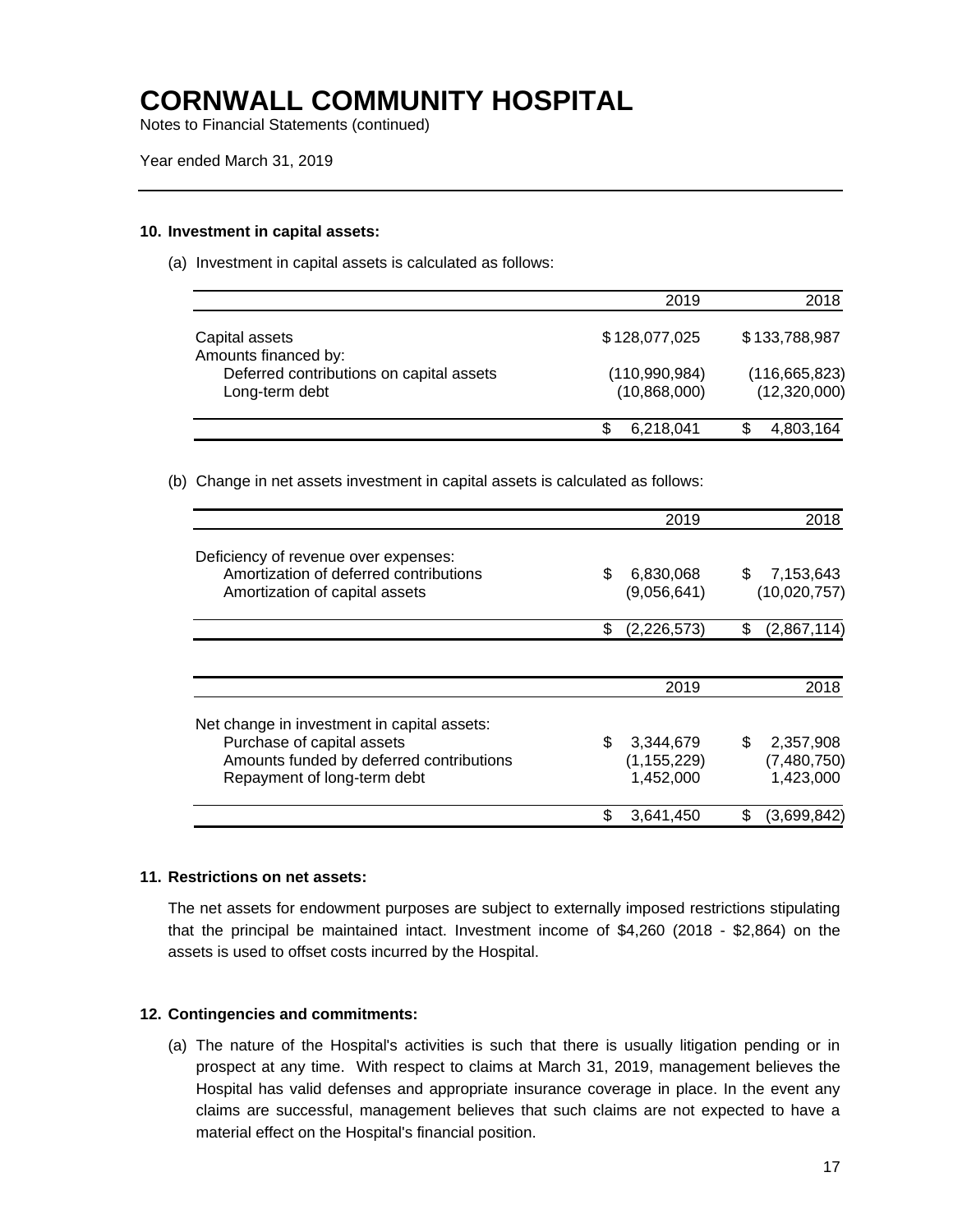# CORNWALL COMMUNITY HOSPITAL

Notes to Financial Statements (continued)

Year ended March 31, 2019

### 10. Investment in capital assets:

(a) Investment in capital assets is calculated as follows:

| | 2019 | 2018 |
|---|---|---|
| Capital assets | $128,077,025 | $133,788,987 |
| Amounts financed by: | | |
| Deferred contributions on capital assets | (110,990,984) | (116,665,823) |
| Long-term debt | (10,868,000) | (12,320,000) |
| | $ 6,218,041 | $ 4,803,164 |

(b) Change in net assets investment in capital assets is calculated as follows:

| | 2019 | 2018 |
|---|---|---|
| Deficiency of revenue over expenses: | | |
| Amortization of deferred contributions | $ 6,830,068 | $ 7,153,643 |
| Amortization of capital assets | (9,056,641) | (10,020,757) |
| | $ (2,226,573) | $ (2,867,114) |

| | 2019 | 2018 |
|---|---|---|
| Net change in investment in capital assets: | | |
| Purchase of capital assets | $ 3,344,679 | $ 2,357,908 |
| Amounts funded by deferred contributions | (1,155,229) | (7,480,750) |
| Repayment of long-term debt | 1,452,000 | 1,423,000 |
| | $ 3,641,450 | $ (3,699,842) |

### 11. Restrictions on net assets:

The net assets for endowment purposes are subject to externally imposed restrictions stipulating that the principal be maintained intact. Investment income of $4,260 (2018 - $2,864) on the assets is used to offset costs incurred by the Hospital.

### 12. Contingencies and commitments:

(a) The nature of the Hospital's activities is such that there is usually litigation pending or in prospect at any time. With respect to claims at March 31, 2019, management believes the Hospital has valid defenses and appropriate insurance coverage in place. In the event any claims are successful, management believes that such claims are not expected to have a material effect on the Hospital's financial position.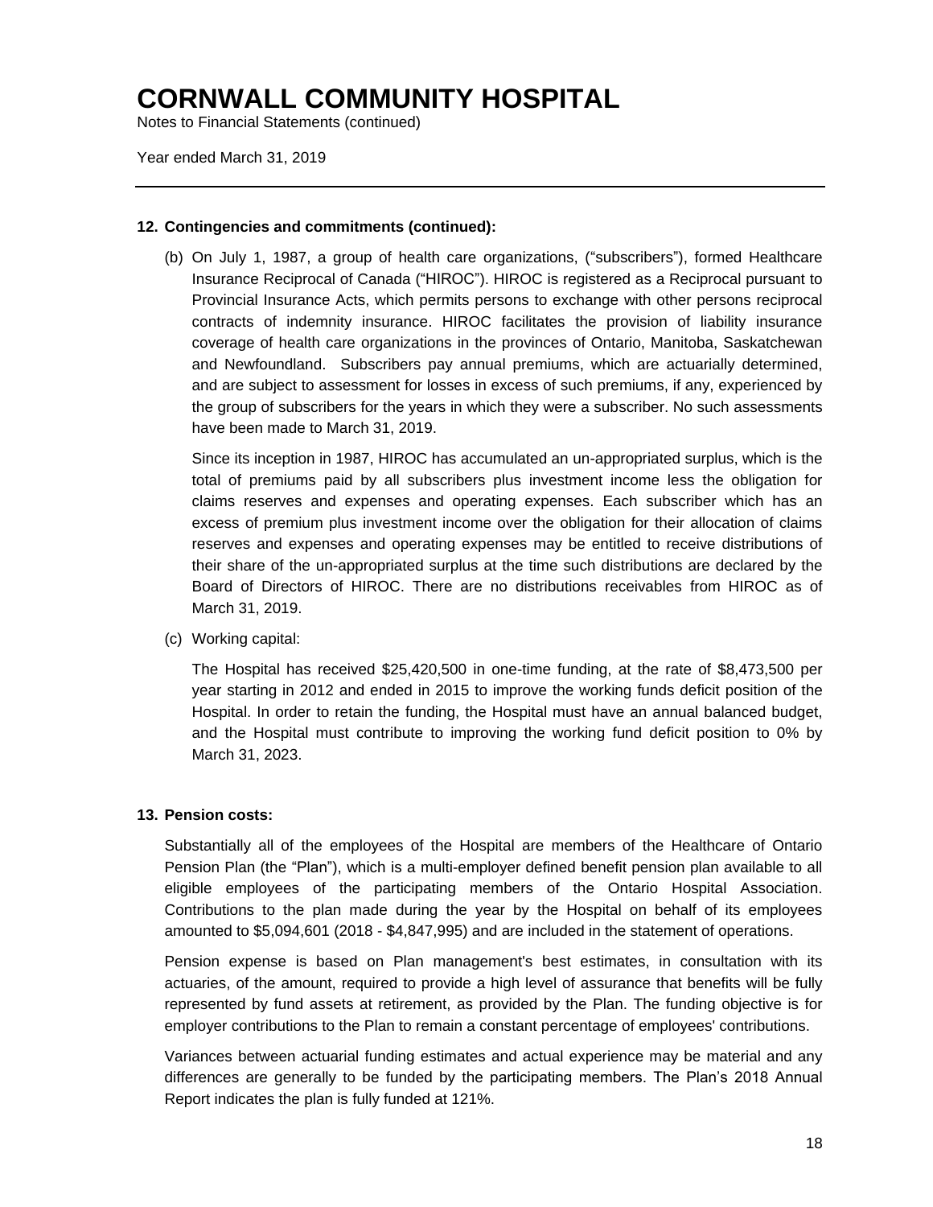# CORNWALL COMMUNITY HOSPITAL

Notes to Financial Statements (continued)

Year ended March 31, 2019

**12. Contingencies and commitments (continued):**

(b) On July 1, 1987, a group of health care organizations, ("subscribers"), formed Healthcare Insurance Reciprocal of Canada ("HIROC"). HIROC is registered as a Reciprocal pursuant to Provincial Insurance Acts, which permits persons to exchange with other persons reciprocal contracts of indemnity insurance. HIROC facilitates the provision of liability insurance coverage of health care organizations in the provinces of Ontario, Manitoba, Saskatchewan and Newfoundland. Subscribers pay annual premiums, which are actuarially determined, and are subject to assessment for losses in excess of such premiums, if any, experienced by the group of subscribers for the years in which they were a subscriber. No such assessments have been made to March 31, 2019.

Since its inception in 1987, HIROC has accumulated an un-appropriated surplus, which is the total of premiums paid by all subscribers plus investment income less the obligation for claims reserves and expenses and operating expenses. Each subscriber which has an excess of premium plus investment income over the obligation for their allocation of claims reserves and expenses and operating expenses may be entitled to receive distributions of their share of the un-appropriated surplus at the time such distributions are declared by the Board of Directors of HIROC. There are no distributions receivables from HIROC as of March 31, 2019.

(c) Working capital:

The Hospital has received $25,420,500 in one-time funding, at the rate of $8,473,500 per year starting in 2012 and ended in 2015 to improve the working funds deficit position of the Hospital. In order to retain the funding, the Hospital must have an annual balanced budget, and the Hospital must contribute to improving the working fund deficit position to 0% by March 31, 2023.

**13. Pension costs:**

Substantially all of the employees of the Hospital are members of the Healthcare of Ontario Pension Plan (the "Plan"), which is a multi-employer defined benefit pension plan available to all eligible employees of the participating members of the Ontario Hospital Association. Contributions to the plan made during the year by the Hospital on behalf of its employees amounted to $5,094,601 (2018 - $4,847,995) and are included in the statement of operations.

Pension expense is based on Plan management's best estimates, in consultation with its actuaries, of the amount, required to provide a high level of assurance that benefits will be fully represented by fund assets at retirement, as provided by the Plan. The funding objective is for employer contributions to the Plan to remain a constant percentage of employees' contributions.

Variances between actuarial funding estimates and actual experience may be material and any differences are generally to be funded by the participating members. The Plan's 2018 Annual Report indicates the plan is fully funded at 121%.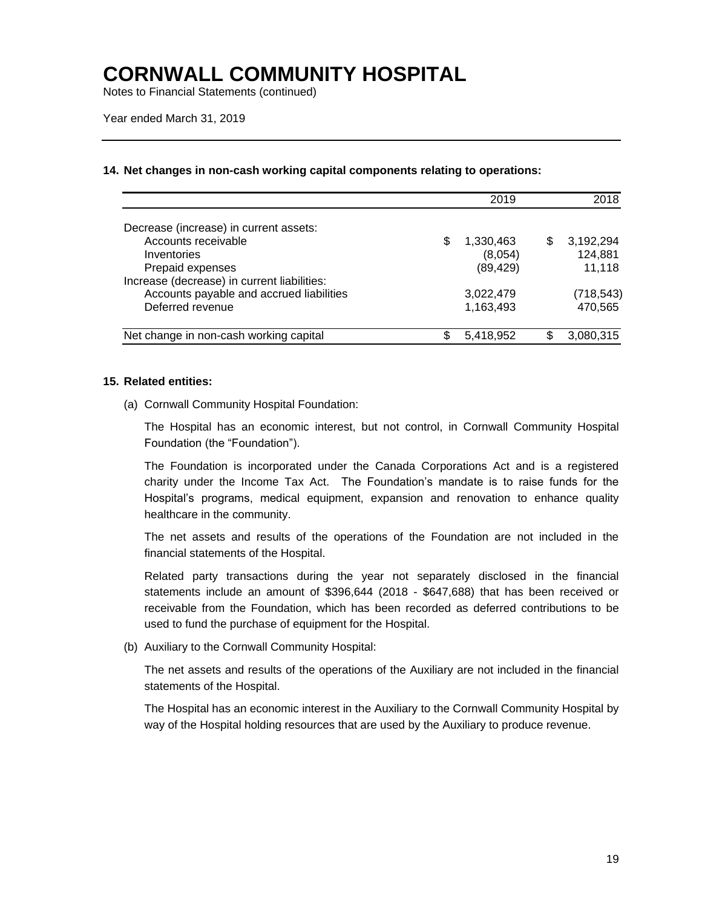# CORNWALL COMMUNITY HOSPITAL

Notes to Financial Statements (continued)

Year ended March 31, 2019

## 14. Net changes in non-cash working capital components relating to operations:

| | 2019 | 2018 |
|---|---|---|
| Decrease (increase) in current assets: | | |
| Accounts receivable | $ 1,330,463 | $ 3,192,294 |
| Inventories | (8,054) | 124,881 |
| Prepaid expenses | (89,429) | 11,118 |
| Increase (decrease) in current liabilities: | | |
| Accounts payable and accrued liabilities | 3,022,479 | (718,543) |
| Deferred revenue | 1,163,493 | 470,565 |
| Net change in non-cash working capital | $ 5,418,952 | $ 3,080,315 |

## 15. Related entities:

(a) Cornwall Community Hospital Foundation:

The Hospital has an economic interest, but not control, in Cornwall Community Hospital Foundation (the "Foundation").

The Foundation is incorporated under the Canada Corporations Act and is a registered charity under the Income Tax Act. The Foundation's mandate is to raise funds for the Hospital's programs, medical equipment, expansion and renovation to enhance quality healthcare in the community.

The net assets and results of the operations of the Foundation are not included in the financial statements of the Hospital.

Related party transactions during the year not separately disclosed in the financial statements include an amount of $396,644 (2018 - $647,688) that has been received or receivable from the Foundation, which has been recorded as deferred contributions to be used to fund the purchase of equipment for the Hospital.

(b) Auxiliary to the Cornwall Community Hospital:

The net assets and results of the operations of the Auxiliary are not included in the financial statements of the Hospital.

The Hospital has an economic interest in the Auxiliary to the Cornwall Community Hospital by way of the Hospital holding resources that are used by the Auxiliary to produce revenue.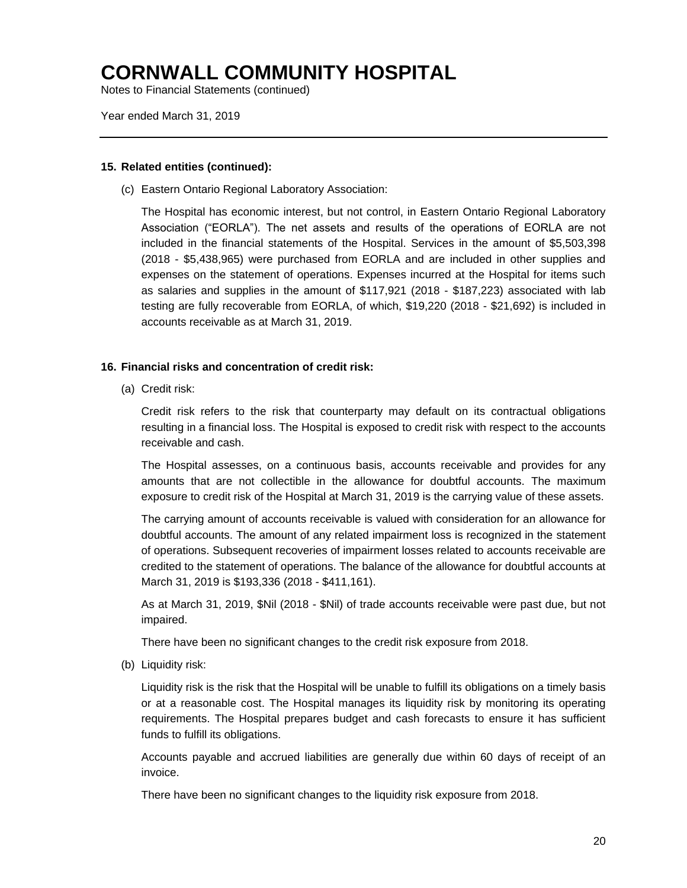# CORNWALL COMMUNITY HOSPITAL

Notes to Financial Statements (continued)

Year ended March 31, 2019

---

**15. Related entities (continued):**

(c) Eastern Ontario Regional Laboratory Association:

The Hospital has economic interest, but not control, in Eastern Ontario Regional Laboratory Association ("EORLA"). The net assets and results of the operations of EORLA are not included in the financial statements of the Hospital. Services in the amount of $5,503,398 (2018 - $5,438,965) were purchased from EORLA and are included in other supplies and expenses on the statement of operations. Expenses incurred at the Hospital for items such as salaries and supplies in the amount of $117,921 (2018 - $187,223) associated with lab testing are fully recoverable from EORLA, of which, $19,220 (2018 - $21,692) is included in accounts receivable as at March 31, 2019.

**16. Financial risks and concentration of credit risk:**

(a) Credit risk:

Credit risk refers to the risk that counterparty may default on its contractual obligations resulting in a financial loss. The Hospital is exposed to credit risk with respect to the accounts receivable and cash.

The Hospital assesses, on a continuous basis, accounts receivable and provides for any amounts that are not collectible in the allowance for doubtful accounts. The maximum exposure to credit risk of the Hospital at March 31, 2019 is the carrying value of these assets.

The carrying amount of accounts receivable is valued with consideration for an allowance for doubtful accounts. The amount of any related impairment loss is recognized in the statement of operations. Subsequent recoveries of impairment losses related to accounts receivable are credited to the statement of operations. The balance of the allowance for doubtful accounts at March 31, 2019 is $193,336 (2018 - $411,161).

As at March 31, 2019, $Nil (2018 - $Nil) of trade accounts receivable were past due, but not impaired.

There have been no significant changes to the credit risk exposure from 2018.

(b) Liquidity risk:

Liquidity risk is the risk that the Hospital will be unable to fulfill its obligations on a timely basis or at a reasonable cost. The Hospital manages its liquidity risk by monitoring its operating requirements. The Hospital prepares budget and cash forecasts to ensure it has sufficient funds to fulfill its obligations.

Accounts payable and accrued liabilities are generally due within 60 days of receipt of an invoice.

There have been no significant changes to the liquidity risk exposure from 2018.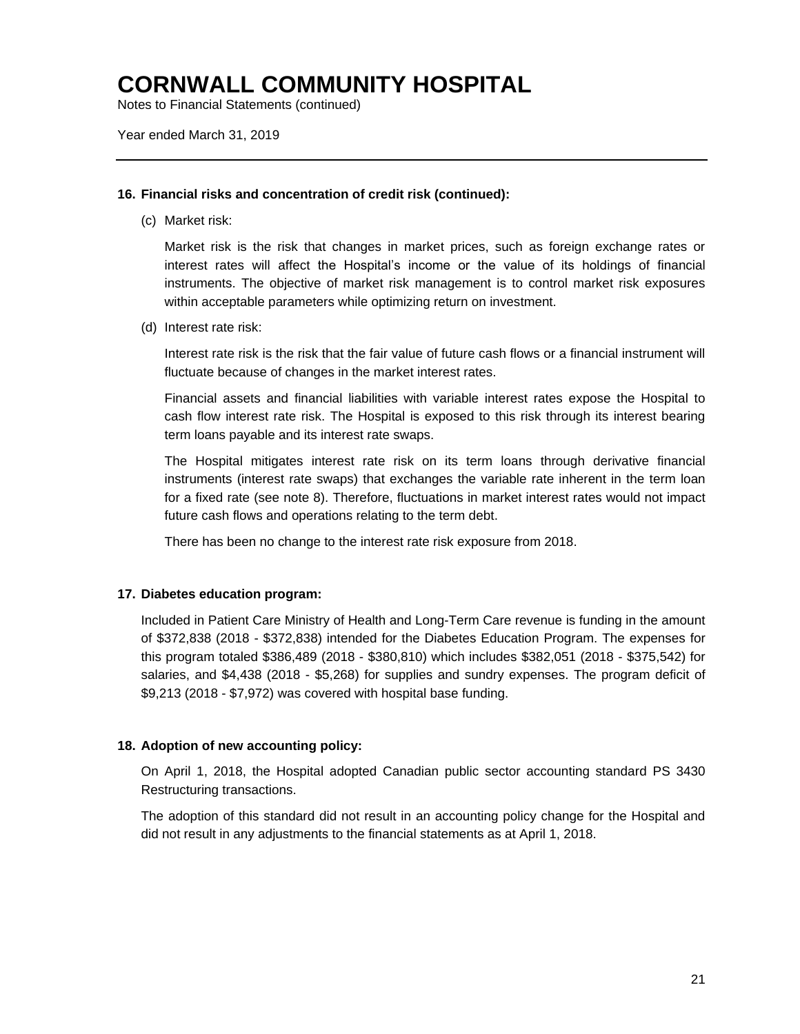# CORNWALL COMMUNITY HOSPITAL

Notes to Financial Statements (continued)

Year ended March 31, 2019

---

### 16. Financial risks and concentration of credit risk (continued):

(c) Market risk:

Market risk is the risk that changes in market prices, such as foreign exchange rates or interest rates will affect the Hospital's income or the value of its holdings of financial instruments. The objective of market risk management is to control market risk exposures within acceptable parameters while optimizing return on investment.

(d) Interest rate risk:

Interest rate risk is the risk that the fair value of future cash flows or a financial instrument will fluctuate because of changes in the market interest rates.

Financial assets and financial liabilities with variable interest rates expose the Hospital to cash flow interest rate risk. The Hospital is exposed to this risk through its interest bearing term loans payable and its interest rate swaps.

The Hospital mitigates interest rate risk on its term loans through derivative financial instruments (interest rate swaps) that exchanges the variable rate inherent in the term loan for a fixed rate (see note 8). Therefore, fluctuations in market interest rates would not impact future cash flows and operations relating to the term debt.

There has been no change to the interest rate risk exposure from 2018.

### 17. Diabetes education program:

Included in Patient Care Ministry of Health and Long-Term Care revenue is funding in the amount of $372,838 (2018 - $372,838) intended for the Diabetes Education Program. The expenses for this program totaled $386,489 (2018 - $380,810) which includes $382,051 (2018 - $375,542) for salaries, and $4,438 (2018 - $5,268) for supplies and sundry expenses. The program deficit of $9,213 (2018 - $7,972) was covered with hospital base funding.

### 18. Adoption of new accounting policy:

On April 1, 2018, the Hospital adopted Canadian public sector accounting standard PS 3430 Restructuring transactions.

The adoption of this standard did not result in an accounting policy change for the Hospital and did not result in any adjustments to the financial statements as at April 1, 2018.